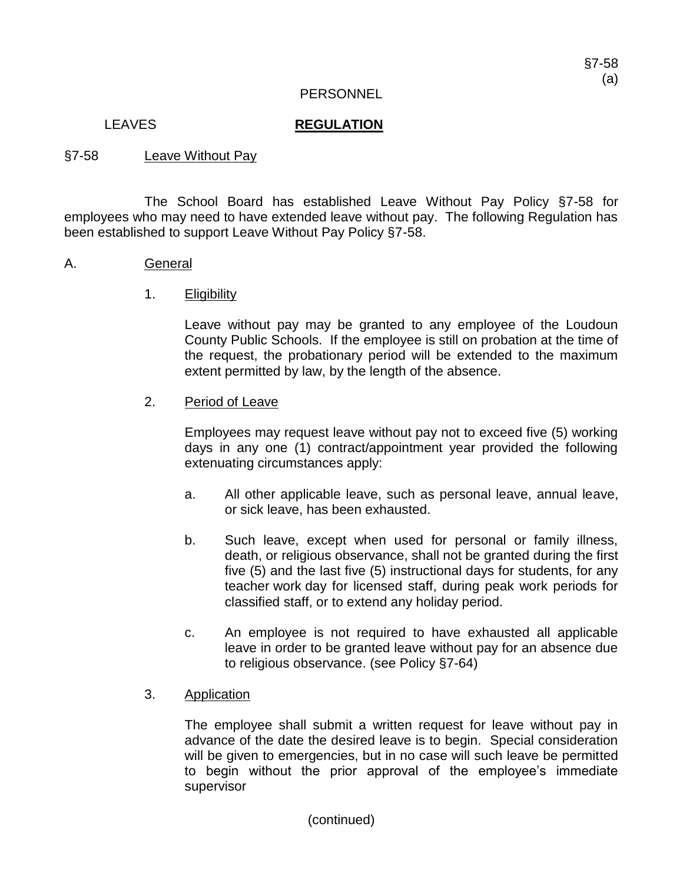PERSONNEL

LEAVES **REGULATION**

## §7-58 Leave Without Pay

The School Board has established Leave Without Pay Policy §7-58 for employees who may need to have extended leave without pay. The following Regulation has been established to support Leave Without Pay Policy §7-58.

### A. General

1. Eligibility

   Leave without pay may be granted to any employee of the Loudoun County Public Schools. If the employee is still on probation at the time of the request, the probationary period will be extended to the maximum extent permitted by law, by the length of the absence.

2. Period of Leave

   Employees may request leave without pay not to exceed five (5) working days in any one (1) contract/appointment year provided the following extenuating circumstances apply:

   a. All other applicable leave, such as personal leave, annual leave, or sick leave, has been exhausted.

   b. Such leave, except when used for personal or family illness, death, or religious observance, shall not be granted during the first five (5) and the last five (5) instructional days for students, for any teacher work day for licensed staff, during peak work periods for classified staff, or to extend any holiday period.

   c. An employee is not required to have exhausted all applicable leave in order to be granted leave without pay for an absence due to religious observance. (see Policy §7-64)

3. Application

   The employee shall submit a written request for leave without pay in advance of the date the desired leave is to begin. Special consideration will be given to emergencies, but in no case will such leave be permitted to begin without the prior approval of the employee's immediate supervisor

(continued)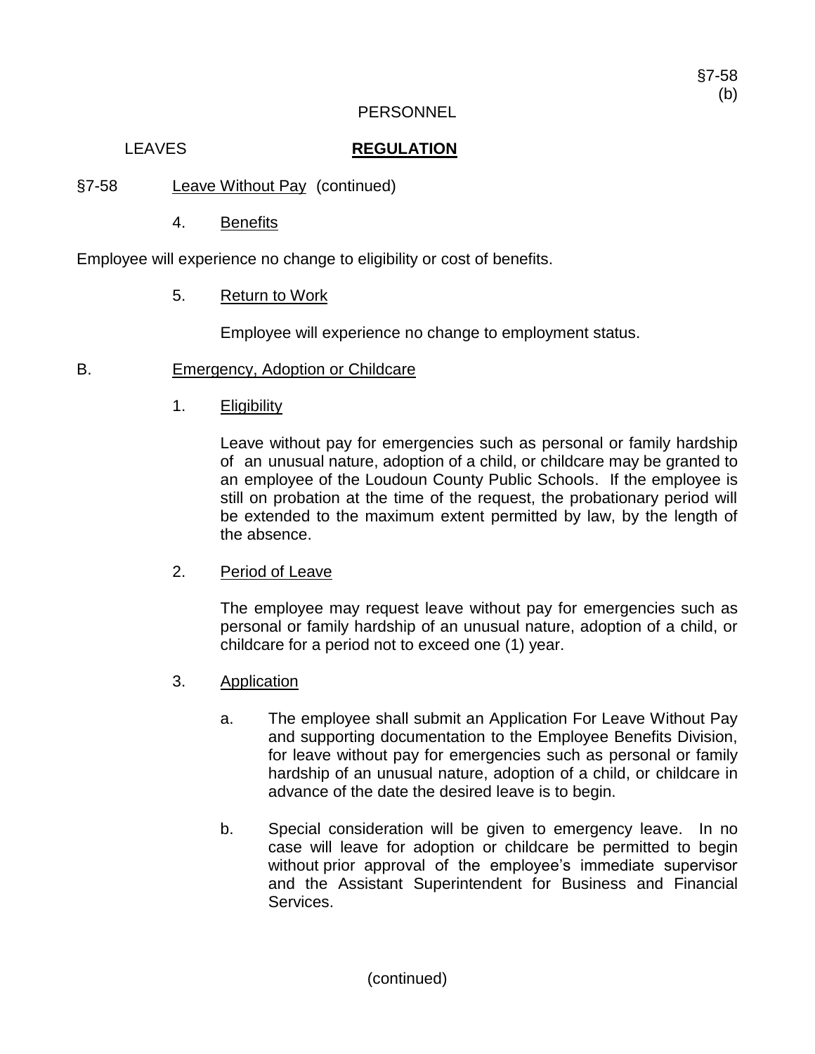§7-58 Leave Without Pay (continued)

4. Benefits

Employee will experience no change to eligibility or cost of benefits.

5. Return to Work

Employee will experience no change to employment status.

B. Emergency, Adoption or Childcare

1. Eligibility

Leave without pay for emergencies such as personal or family hardship of an unusual nature, adoption of a child, or childcare may be granted to an employee of the Loudoun County Public Schools. If the employee is still on probation at the time of the request, the probationary period will be extended to the maximum extent permitted by law, by the length of the absence.

2. Period of Leave

The employee may request leave without pay for emergencies such as personal or family hardship of an unusual nature, adoption of a child, or childcare for a period not to exceed one (1) year.

3. Application

a. The employee shall submit an Application For Leave Without Pay and supporting documentation to the Employee Benefits Division, for leave without pay for emergencies such as personal or family hardship of an unusual nature, adoption of a child, or childcare in advance of the date the desired leave is to begin.

b. Special consideration will be given to emergency leave. In no case will leave for adoption or childcare be permitted to begin without prior approval of the employee's immediate supervisor and the Assistant Superintendent for Business and Financial Services.

(continued)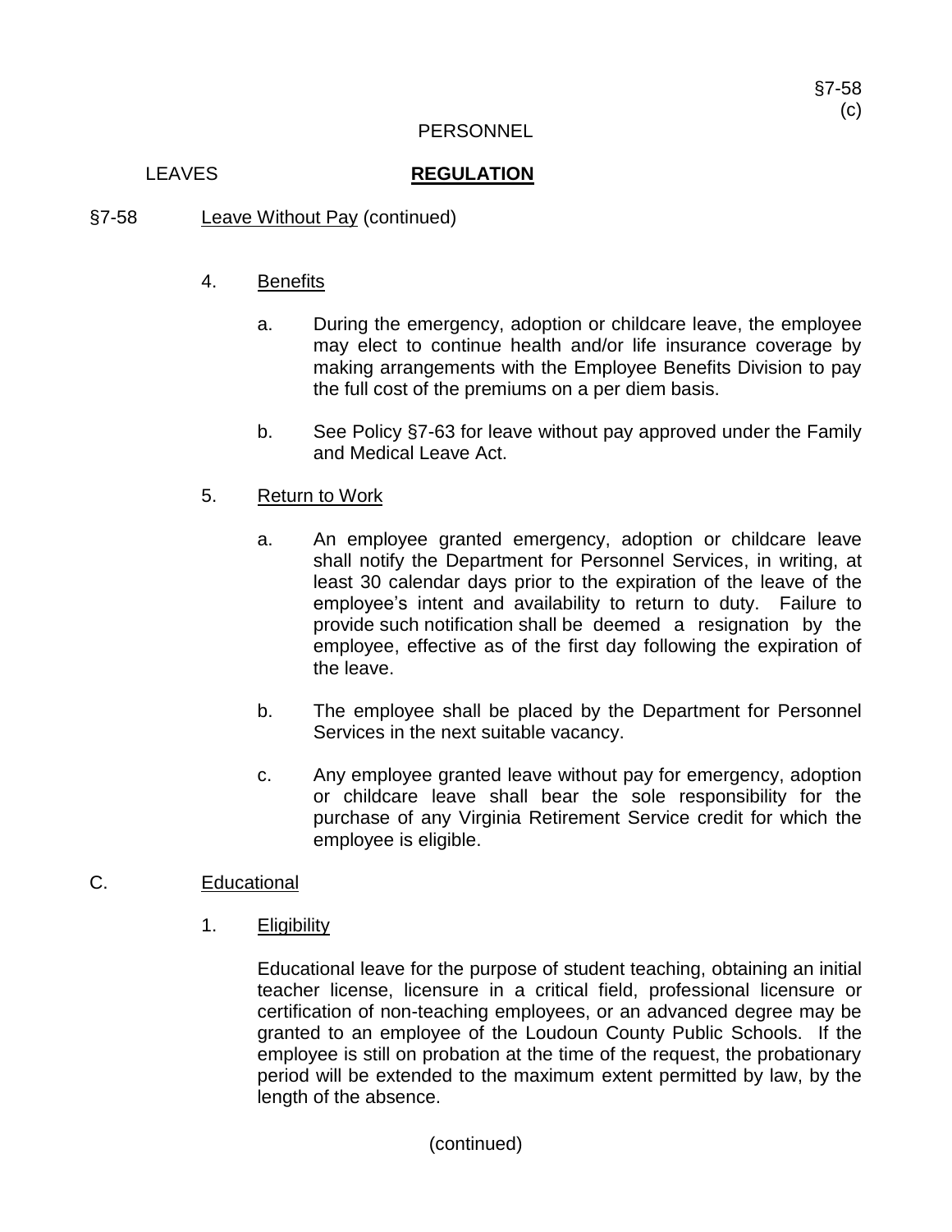PERSONNEL

LEAVES **REGULATION**

§7-58 Leave Without Pay (continued)

4. Benefits

   a. During the emergency, adoption or childcare leave, the employee may elect to continue health and/or life insurance coverage by making arrangements with the Employee Benefits Division to pay the full cost of the premiums on a per diem basis.

   b. See Policy §7-63 for leave without pay approved under the Family and Medical Leave Act.

5. Return to Work

   a. An employee granted emergency, adoption or childcare leave shall notify the Department for Personnel Services, in writing, at least 30 calendar days prior to the expiration of the leave of the employee's intent and availability to return to duty. Failure to provide such notification shall be deemed a resignation by the employee, effective as of the first day following the expiration of the leave.

   b. The employee shall be placed by the Department for Personnel Services in the next suitable vacancy.

   c. Any employee granted leave without pay for emergency, adoption or childcare leave shall bear the sole responsibility for the purchase of any Virginia Retirement Service credit for which the employee is eligible.

C. Educational

1. Eligibility

   Educational leave for the purpose of student teaching, obtaining an initial teacher license, licensure in a critical field, professional licensure or certification of non-teaching employees, or an advanced degree may be granted to an employee of the Loudoun County Public Schools. If the employee is still on probation at the time of the request, the probationary period will be extended to the maximum extent permitted by law, by the length of the absence.

(continued)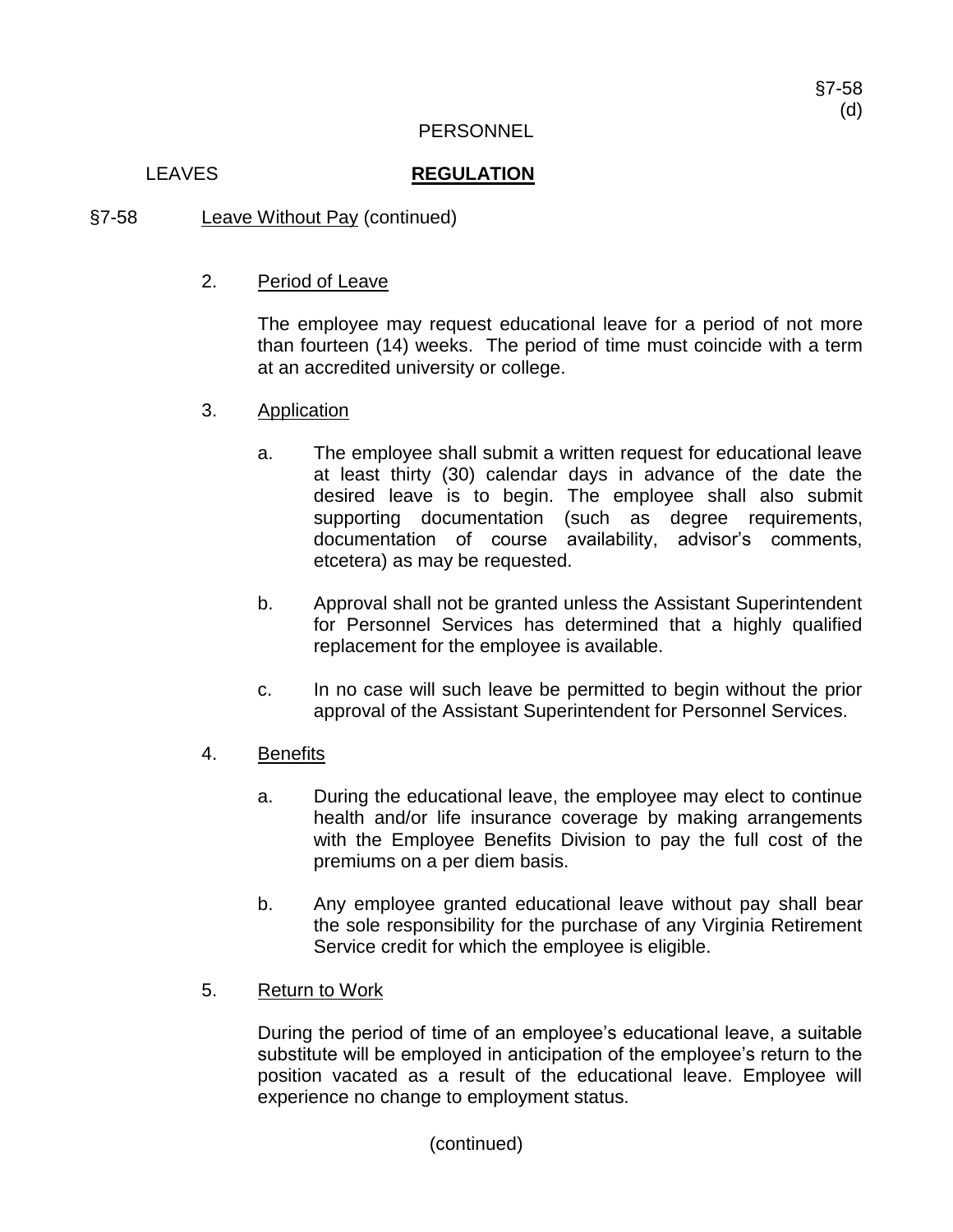PERSONNEL

LEAVES **REGULATION**

§7-58 Leave Without Pay (continued)

2. Period of Leave

   The employee may request educational leave for a period of not more than fourteen (14) weeks. The period of time must coincide with a term at an accredited university or college.

3. Application

   a. The employee shall submit a written request for educational leave at least thirty (30) calendar days in advance of the date the desired leave is to begin. The employee shall also submit supporting documentation (such as degree requirements, documentation of course availability, advisor's comments, etcetera) as may be requested.

   b. Approval shall not be granted unless the Assistant Superintendent for Personnel Services has determined that a highly qualified replacement for the employee is available.

   c. In no case will such leave be permitted to begin without the prior approval of the Assistant Superintendent for Personnel Services.

4. Benefits

   a. During the educational leave, the employee may elect to continue health and/or life insurance coverage by making arrangements with the Employee Benefits Division to pay the full cost of the premiums on a per diem basis.

   b. Any employee granted educational leave without pay shall bear the sole responsibility for the purchase of any Virginia Retirement Service credit for which the employee is eligible.

5. Return to Work

   During the period of time of an employee's educational leave, a suitable substitute will be employed in anticipation of the employee's return to the position vacated as a result of the educational leave. Employee will experience no change to employment status.

(continued)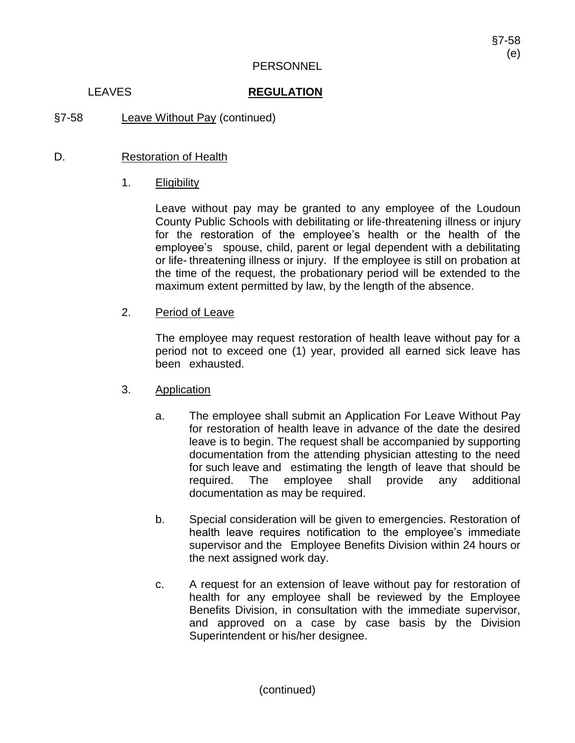PERSONNEL

LEAVES **REGULATION**

§7-58 Leave Without Pay (continued)

D. Restoration of Health

1. Eligibility

   Leave without pay may be granted to any employee of the Loudoun County Public Schools with debilitating or life-threatening illness or injury for the restoration of the employee's health or the health of the employee's spouse, child, parent or legal dependent with a debilitating or life- threatening illness or injury. If the employee is still on probation at the time of the request, the probationary period will be extended to the maximum extent permitted by law, by the length of the absence.

2. Period of Leave

   The employee may request restoration of health leave without pay for a period not to exceed one (1) year, provided all earned sick leave has been exhausted.

3. Application

   a. The employee shall submit an Application For Leave Without Pay for restoration of health leave in advance of the date the desired leave is to begin. The request shall be accompanied by supporting documentation from the attending physician attesting to the need for such leave and estimating the length of leave that should be required. The employee shall provide any additional documentation as may be required.

   b. Special consideration will be given to emergencies. Restoration of health leave requires notification to the employee's immediate supervisor and the Employee Benefits Division within 24 hours or the next assigned work day.

   c. A request for an extension of leave without pay for restoration of health for any employee shall be reviewed by the Employee Benefits Division, in consultation with the immediate supervisor, and approved on a case by case basis by the Division Superintendent or his/her designee.

(continued)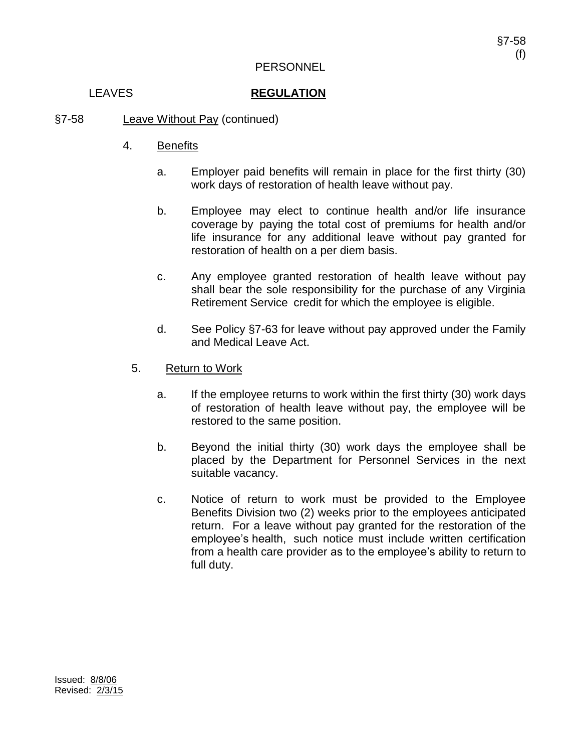PERSONNEL

LEAVES **REGULATION**

§7-58 Leave Without Pay (continued)

4. Benefits

   a. Employer paid benefits will remain in place for the first thirty (30) work days of restoration of health leave without pay.

   b. Employee may elect to continue health and/or life insurance coverage by paying the total cost of premiums for health and/or life insurance for any additional leave without pay granted for restoration of health on a per diem basis.

   c. Any employee granted restoration of health leave without pay shall bear the sole responsibility for the purchase of any Virginia Retirement Service credit for which the employee is eligible.

   d. See Policy §7-63 for leave without pay approved under the Family and Medical Leave Act.

5. Return to Work

   a. If the employee returns to work within the first thirty (30) work days of restoration of health leave without pay, the employee will be restored to the same position.

   b. Beyond the initial thirty (30) work days the employee shall be placed by the Department for Personnel Services in the next suitable vacancy.

   c. Notice of return to work must be provided to the Employee Benefits Division two (2) weeks prior to the employees anticipated return. For a leave without pay granted for the restoration of the employee's health, such notice must include written certification from a health care provider as to the employee's ability to return to full duty.

Issued: 8/8/06
Revised: 2/3/15